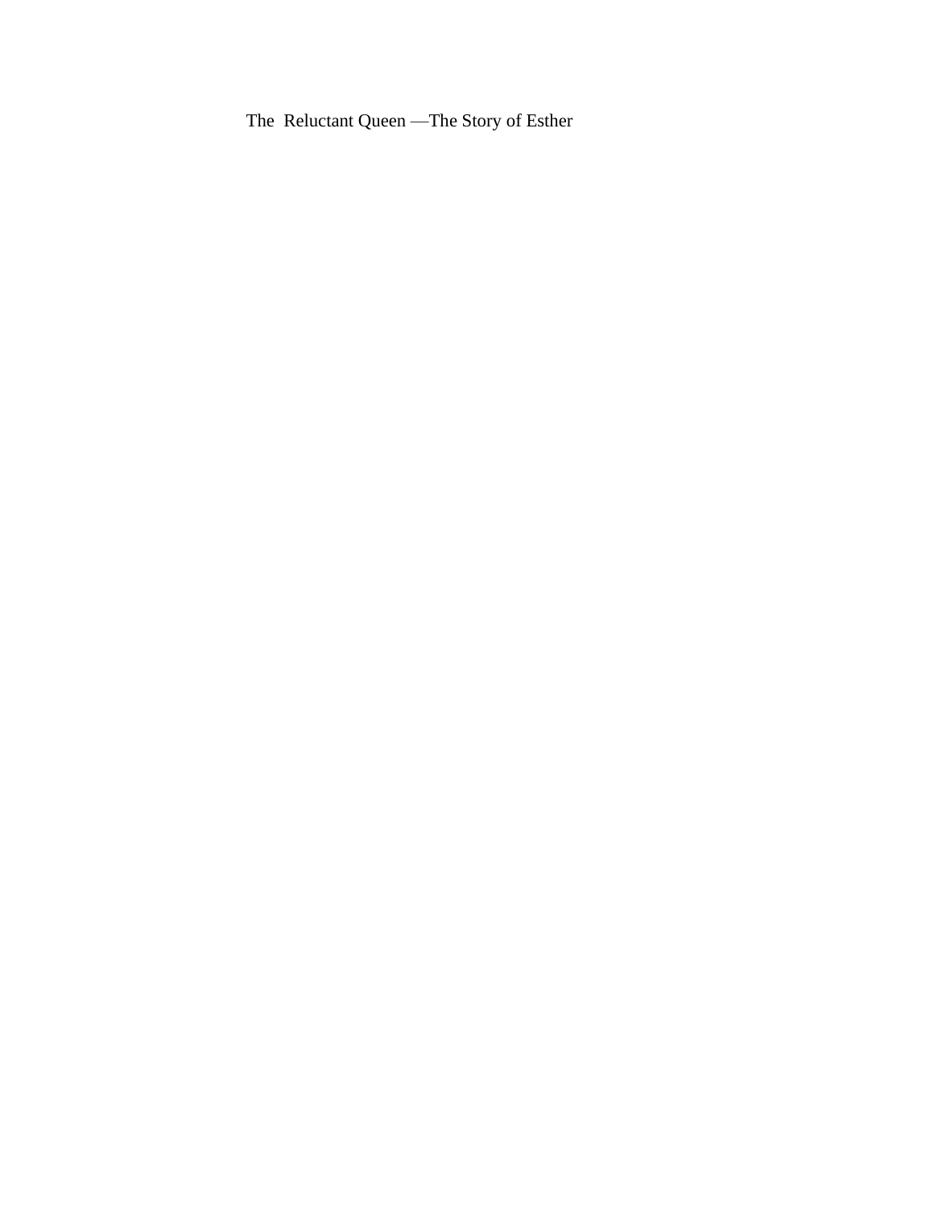# The Reluctant Queen —The Story of Esther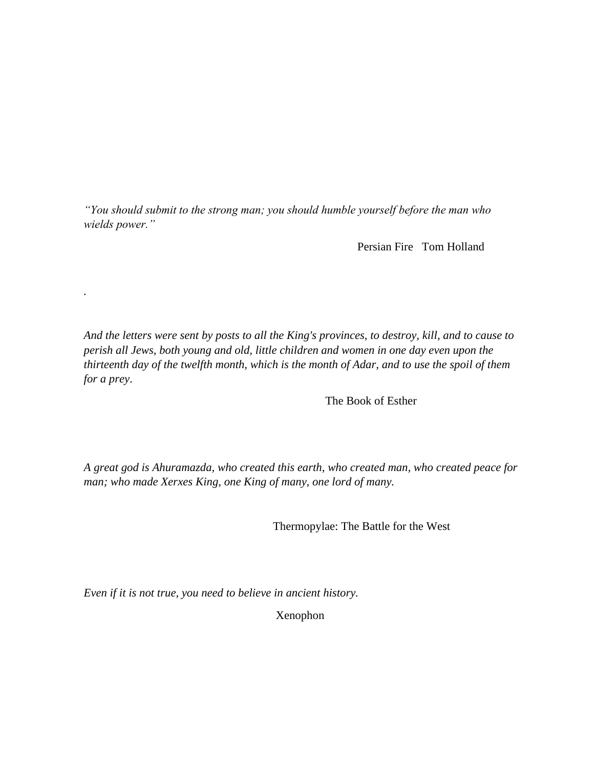*"You should submit to the strong man; you should humble yourself before the man who wields power."*

Persian Fire   Tom Holland

.

*And the letters were sent by posts to all the King's provinces, to destroy, kill, and to cause to perish all Jews, both young and old, little children and women in one day even upon the thirteenth day of the twelfth month, which is the month of Adar, and to use the spoil of them for a prey*.

The Book of Esther

*A great god is Ahuramazda, who created this earth, who created man, who created peace for man; who made Xerxes King, one King of many, one lord of many.*

Thermopylae: The Battle for the West

*Even if it is not true, you need to believe in ancient history.*

Xenophon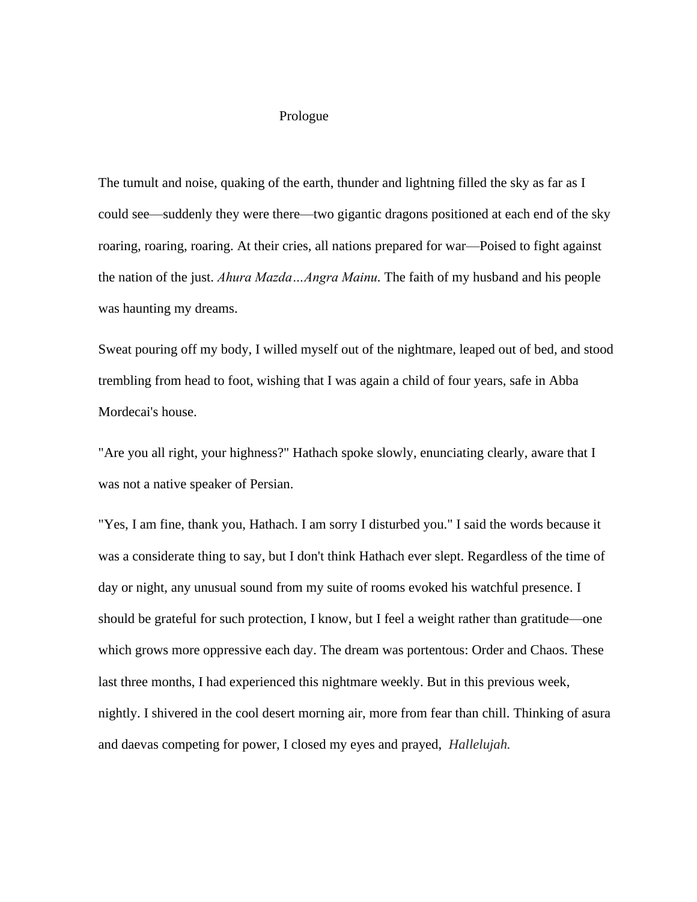# Prologue

The tumult and noise, quaking of the earth, thunder and lightning filled the sky as far as I could see—suddenly they were there—two gigantic dragons positioned at each end of the sky roaring, roaring, roaring. At their cries, all nations prepared for war—Poised to fight against the nation of the just. *Ahura Mazda…Angra Mainu.* The faith of my husband and his people was haunting my dreams.

Sweat pouring off my body, I willed myself out of the nightmare, leaped out of bed, and stood trembling from head to foot, wishing that I was again a child of four years, safe in Abba Mordecai's house.

"Are you all right, your highness?" Hathach spoke slowly, enunciating clearly, aware that I was not a native speaker of Persian.

"Yes, I am fine, thank you, Hathach. I am sorry I disturbed you." I said the words because it was a considerate thing to say, but I don't think Hathach ever slept. Regardless of the time of day or night, any unusual sound from my suite of rooms evoked his watchful presence. I should be grateful for such protection, I know, but I feel a weight rather than gratitude—one which grows more oppressive each day. The dream was portentous: Order and Chaos. These last three months, I had experienced this nightmare weekly. But in this previous week, nightly. I shivered in the cool desert morning air, more from fear than chill. Thinking of asura and daevas competing for power, I closed my eyes and prayed, *Hallelujah.*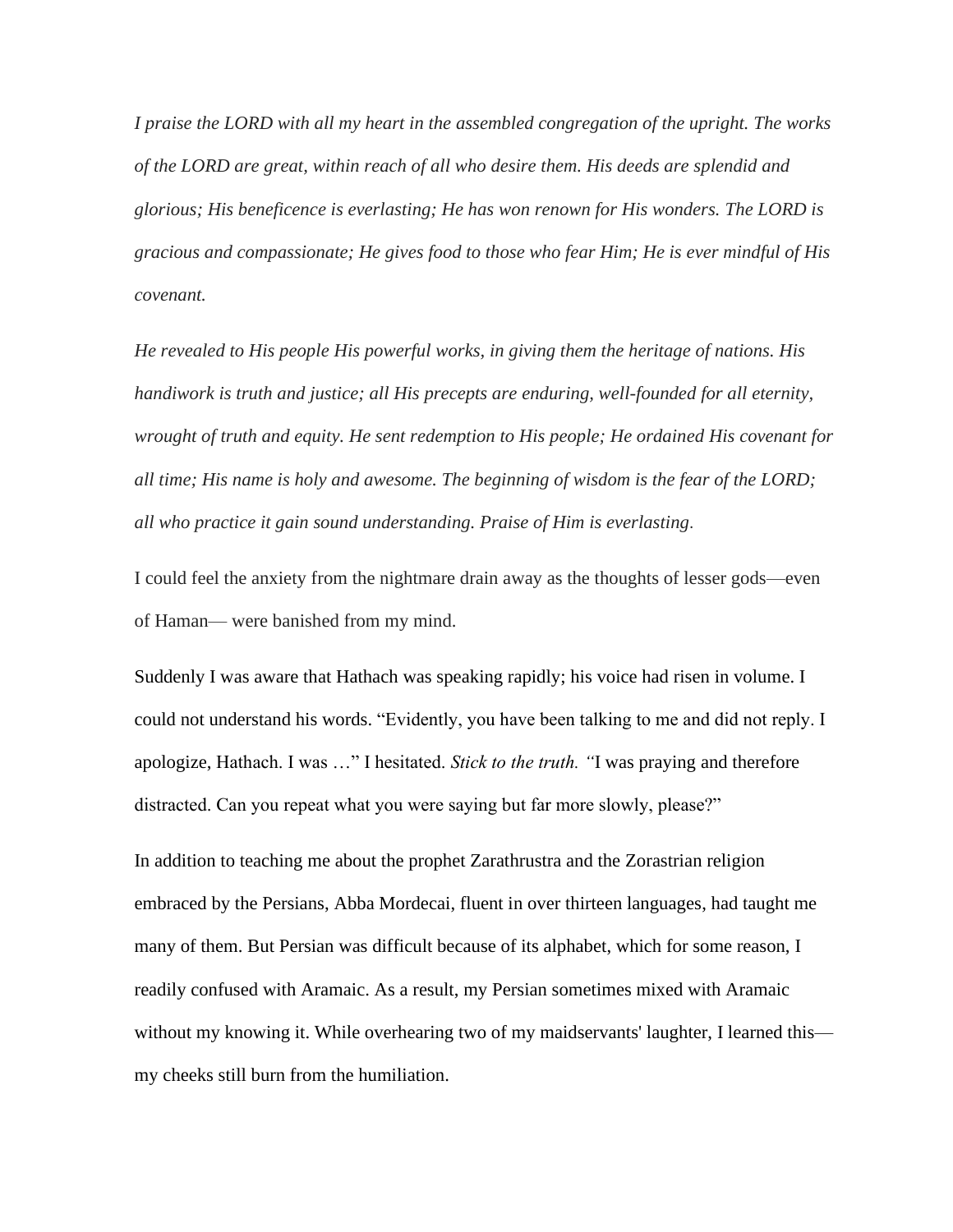*I praise the LORD with all my heart in the assembled congregation of the upright. The works of the LORD are great, within reach of all who desire them. His deeds are splendid and glorious; His beneficence is everlasting; He has won renown for His wonders. The LORD is gracious and compassionate; He gives food to those who fear Him; He is ever mindful of His covenant.*

*He revealed to His people His powerful works, in giving them the heritage of nations. His handiwork is truth and justice; all His precepts are enduring, well-founded for all eternity, wrought of truth and equity. He sent redemption to His people; He ordained His covenant for all time; His name is holy and awesome. The beginning of wisdom is the fear of the LORD; all who practice it gain sound understanding. Praise of Him is everlasting.*

I could feel the anxiety from the nightmare drain away as the thoughts of lesser gods—even of Haman— were banished from my mind.

Suddenly I was aware that Hathach was speaking rapidly; his voice had risen in volume. I could not understand his words. "Evidently, you have been talking to me and did not reply. I apologize, Hathach. I was …" I hesitated. *Stick to the truth.* "I was praying and therefore distracted. Can you repeat what you were saying but far more slowly, please?"

In addition to teaching me about the prophet Zarathrustra and the Zorastrian religion embraced by the Persians, Abba Mordecai, fluent in over thirteen languages, had taught me many of them. But Persian was difficult because of its alphabet, which for some reason, I readily confused with Aramaic. As a result, my Persian sometimes mixed with Aramaic without my knowing it. While overhearing two of my maidservants' laughter, I learned this—my cheeks still burn from the humiliation.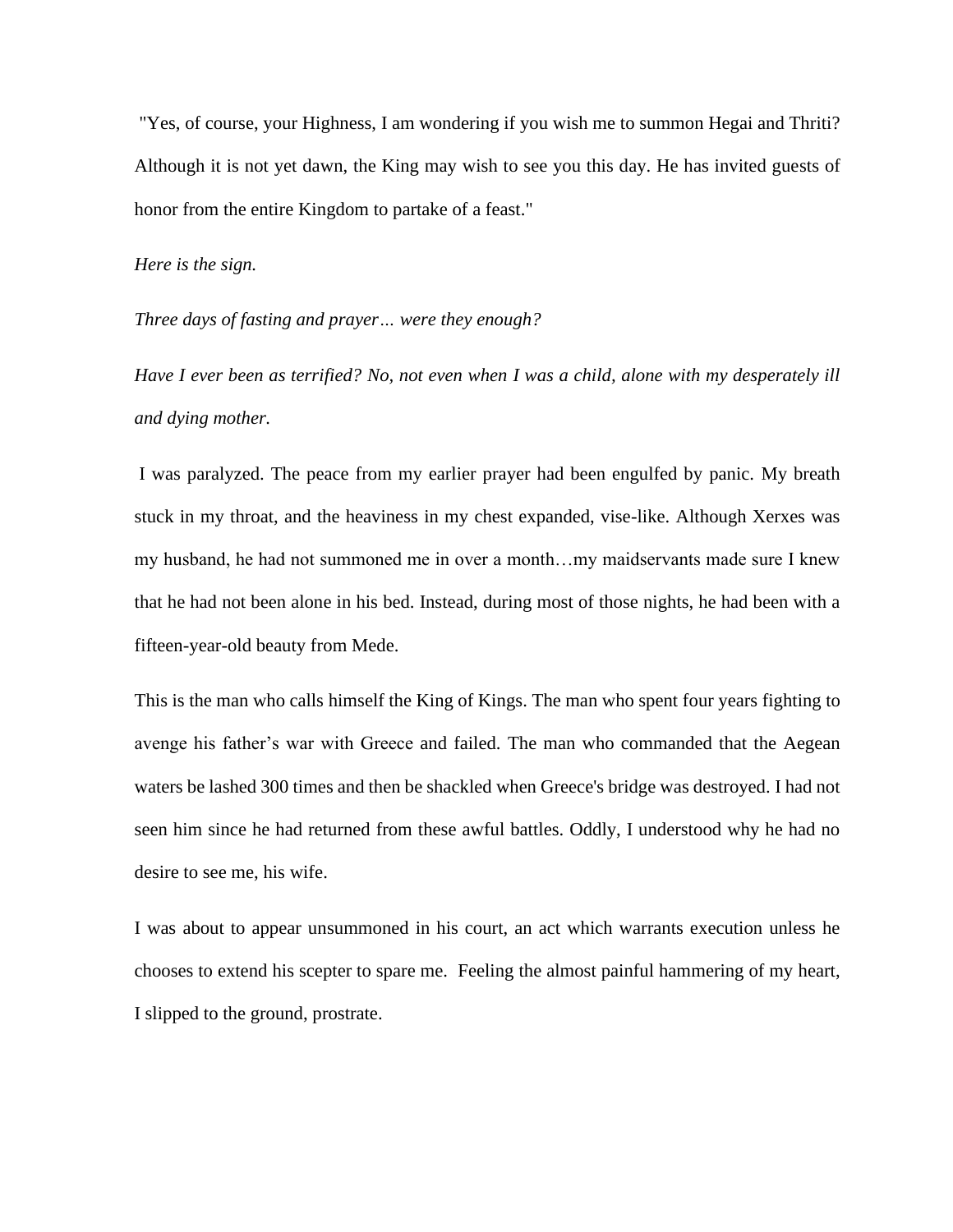"Yes, of course, your Highness, I am wondering if you wish me to summon Hegai and Thriti? Although it is not yet dawn, the King may wish to see you this day. He has invited guests of honor from the entire Kingdom to partake of a feast."

*Here is the sign.*

*Three days of fasting and prayer… were they enough?*

*Have I ever been as terrified? No, not even when I was a child, alone with my desperately ill and dying mother.*

I was paralyzed. The peace from my earlier prayer had been engulfed by panic. My breath stuck in my throat, and the heaviness in my chest expanded, vise-like. Although Xerxes was my husband, he had not summoned me in over a month…my maidservants made sure I knew that he had not been alone in his bed. Instead, during most of those nights, he had been with a fifteen-year-old beauty from Mede.

This is the man who calls himself the King of Kings. The man who spent four years fighting to avenge his father's war with Greece and failed. The man who commanded that the Aegean waters be lashed 300 times and then be shackled when Greece's bridge was destroyed. I had not seen him since he had returned from these awful battles. Oddly, I understood why he had no desire to see me, his wife.

I was about to appear unsummoned in his court, an act which warrants execution unless he chooses to extend his scepter to spare me. Feeling the almost painful hammering of my heart, I slipped to the ground, prostrate.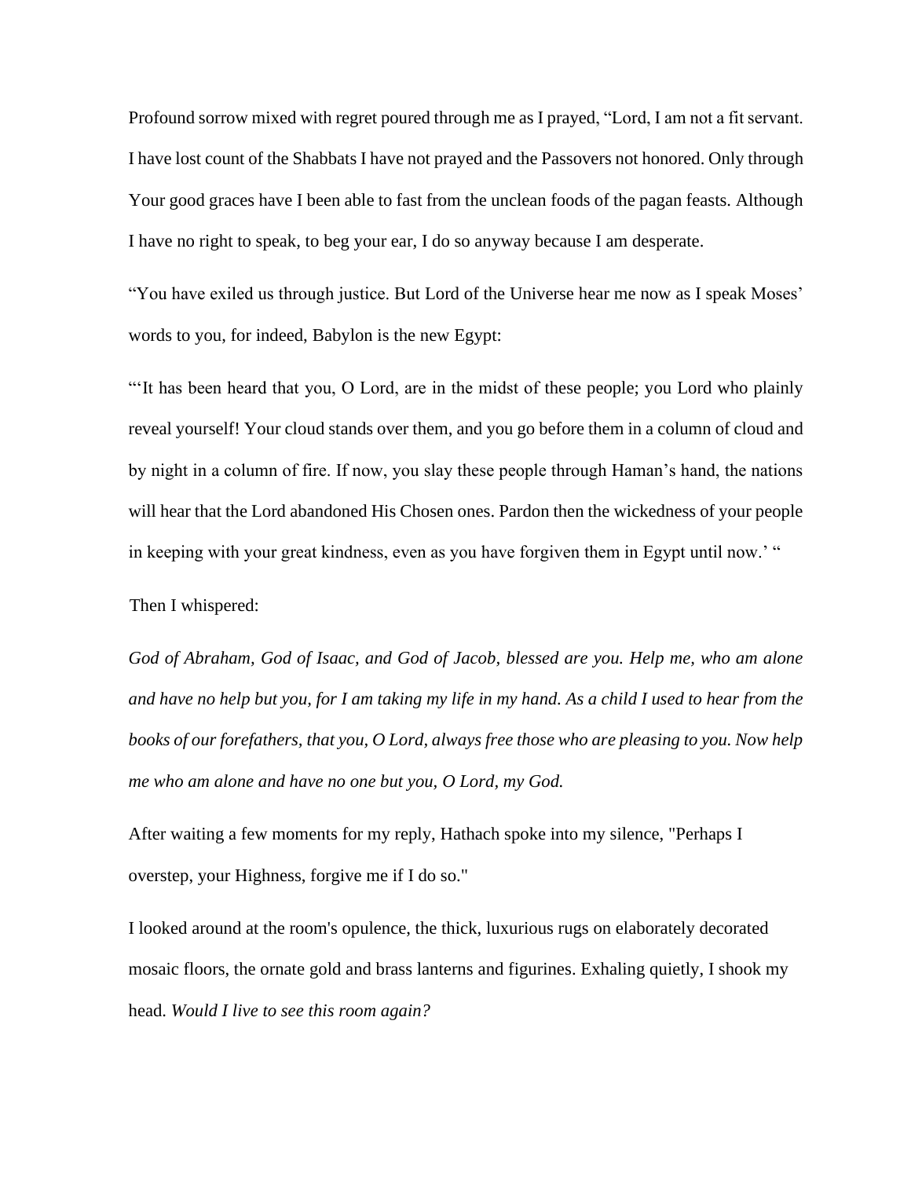Profound sorrow mixed with regret poured through me as I prayed, “Lord, I am not a fit servant. I have lost count of the Shabbats I have not prayed and the Passovers not honored. Only through Your good graces have I been able to fast from the unclean foods of the pagan feasts. Although I have no right to speak, to beg your ear, I do so anyway because I am desperate.

“You have exiled us through justice. But Lord of the Universe hear me now as I speak Moses’ words to you, for indeed, Babylon is the new Egypt:

“‘It has been heard that you, O Lord, are in the midst of these people; you Lord who plainly reveal yourself! Your cloud stands over them, and you go before them in a column of cloud and by night in a column of fire. If now, you slay these people through Haman’s hand, the nations will hear that the Lord abandoned His Chosen ones. Pardon then the wickedness of your people in keeping with your great kindness, even as you have forgiven them in Egypt until now.’ “

Then I whispered:

*God of Abraham, God of Isaac, and God of Jacob, blessed are you. Help me, who am alone and have no help but you, for I am taking my life in my hand. As a child I used to hear from the books of our forefathers, that you, O Lord, always free those who are pleasing to you. Now help me who am alone and have no one but you, O Lord, my God.*

After waiting a few moments for my reply, Hathach spoke into my silence, "Perhaps I overstep, your Highness, forgive me if I do so."

I looked around at the room's opulence, the thick, luxurious rugs on elaborately decorated mosaic floors, the ornate gold and brass lanterns and figurines. Exhaling quietly, I shook my head. *Would I live to see this room again?*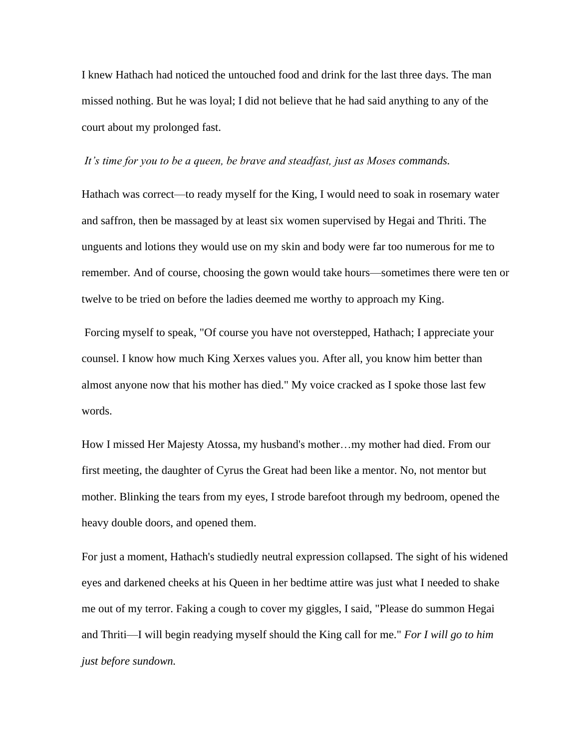I knew Hathach had noticed the untouched food and drink for the last three days. The man missed nothing. But he was loyal; I did not believe that he had said anything to any of the court about my prolonged fast.

*It's time for you to be a queen, be brave and steadfast, just as Moses commands.*

Hathach was correct—to ready myself for the King, I would need to soak in rosemary water and saffron, then be massaged by at least six women supervised by Hegai and Thriti. The unguents and lotions they would use on my skin and body were far too numerous for me to remember. And of course, choosing the gown would take hours—sometimes there were ten or twelve to be tried on before the ladies deemed me worthy to approach my King.

Forcing myself to speak, "Of course you have not overstepped, Hathach; I appreciate your counsel. I know how much King Xerxes values you. After all, you know him better than almost anyone now that his mother has died." My voice cracked as I spoke those last few words.

How I missed Her Majesty Atossa, my husband's mother…my mother had died. From our first meeting, the daughter of Cyrus the Great had been like a mentor. No, not mentor but mother. Blinking the tears from my eyes, I strode barefoot through my bedroom, opened the heavy double doors, and opened them.

For just a moment, Hathach's studiedly neutral expression collapsed. The sight of his widened eyes and darkened cheeks at his Queen in her bedtime attire was just what I needed to shake me out of my terror. Faking a cough to cover my giggles, I said, "Please do summon Hegai and Thriti—I will begin readying myself should the King call for me." *For I will go to him just before sundown.*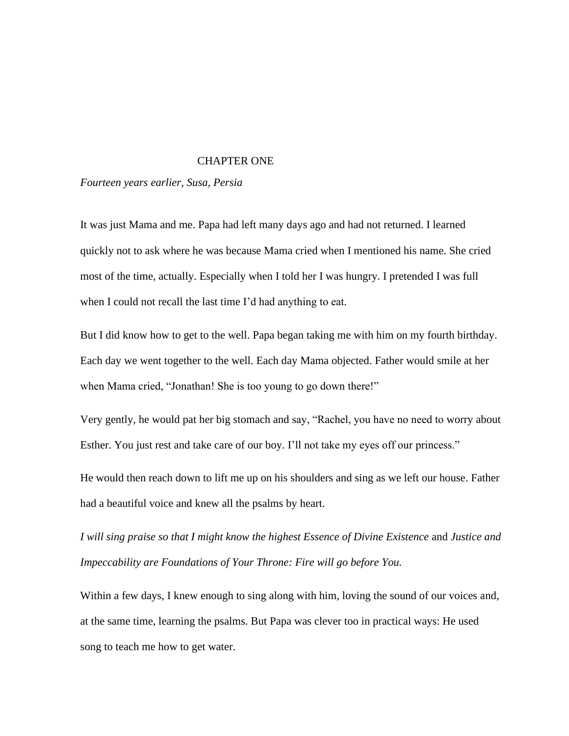# CHAPTER ONE

*Fourteen years earlier, Susa, Persia*

It was just Mama and me. Papa had left many days ago and had not returned. I learned quickly not to ask where he was because Mama cried when I mentioned his name. She cried most of the time, actually. Especially when I told her I was hungry. I pretended I was full when I could not recall the last time I'd had anything to eat.

But I did know how to get to the well. Papa began taking me with him on my fourth birthday. Each day we went together to the well. Each day Mama objected. Father would smile at her when Mama cried, "Jonathan! She is too young to go down there!"

Very gently, he would pat her big stomach and say, "Rachel, you have no need to worry about Esther. You just rest and take care of our boy. I'll not take my eyes off our princess."

He would then reach down to lift me up on his shoulders and sing as we left our house. Father had a beautiful voice and knew all the psalms by heart.

*I will sing praise so that I might know the highest Essence of Divine Existence* and *Justice and Impeccability are Foundations of Your Throne: Fire will go before You.*

Within a few days, I knew enough to sing along with him, loving the sound of our voices and, at the same time, learning the psalms. But Papa was clever too in practical ways: He used song to teach me how to get water.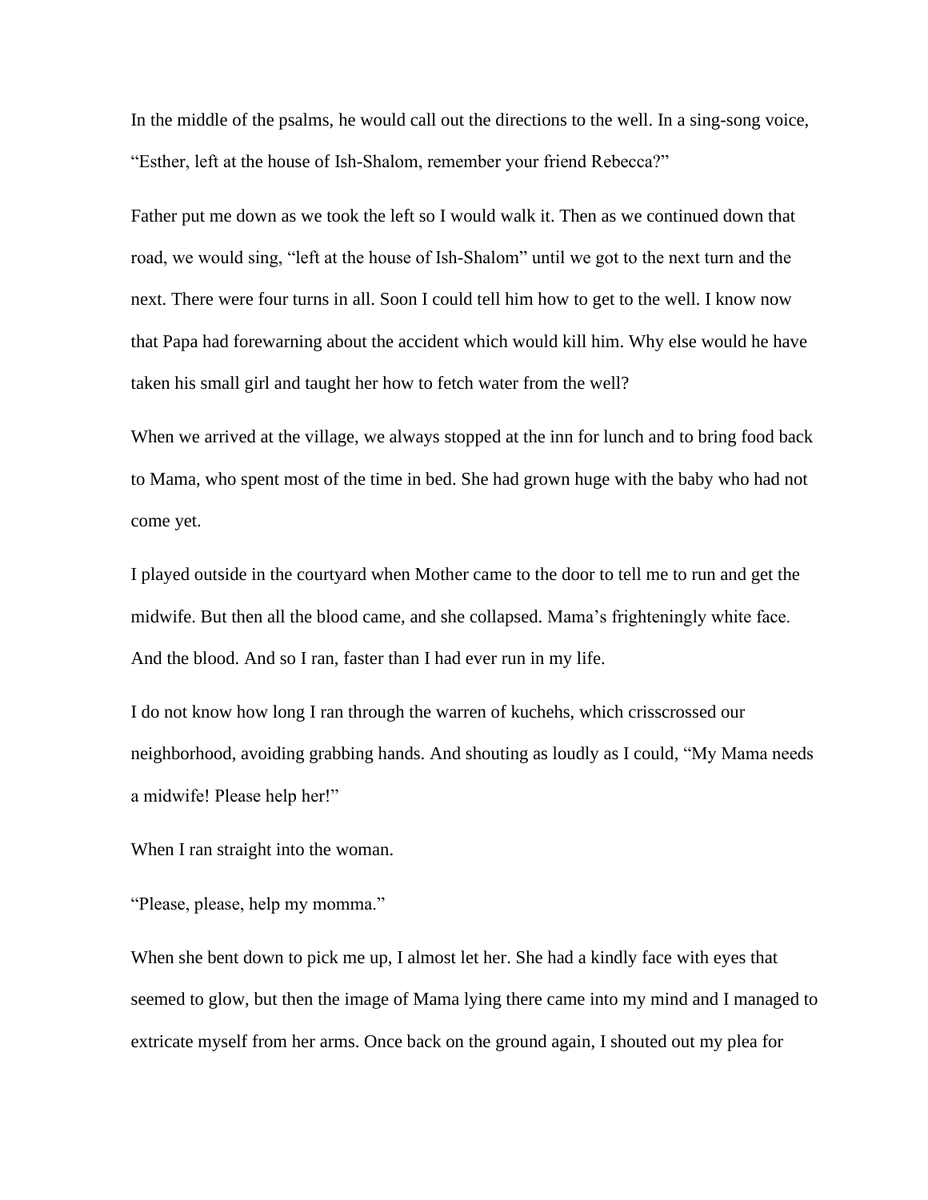In the middle of the psalms, he would call out the directions to the well. In a sing-song voice, "Esther, left at the house of Ish-Shalom, remember your friend Rebecca?"

Father put me down as we took the left so I would walk it. Then as we continued down that road, we would sing, "left at the house of Ish-Shalom" until we got to the next turn and the next. There were four turns in all. Soon I could tell him how to get to the well. I know now that Papa had forewarning about the accident which would kill him. Why else would he have taken his small girl and taught her how to fetch water from the well?

When we arrived at the village, we always stopped at the inn for lunch and to bring food back to Mama, who spent most of the time in bed. She had grown huge with the baby who had not come yet.

I played outside in the courtyard when Mother came to the door to tell me to run and get the midwife. But then all the blood came, and she collapsed. Mama's frighteningly white face. And the blood. And so I ran, faster than I had ever run in my life.

I do not know how long I ran through the warren of kuchehs, which crisscrossed our neighborhood, avoiding grabbing hands. And shouting as loudly as I could, "My Mama needs a midwife! Please help her!"

When I ran straight into the woman.

"Please, please, help my momma."

When she bent down to pick me up, I almost let her. She had a kindly face with eyes that seemed to glow, but then the image of Mama lying there came into my mind and I managed to extricate myself from her arms. Once back on the ground again, I shouted out my plea for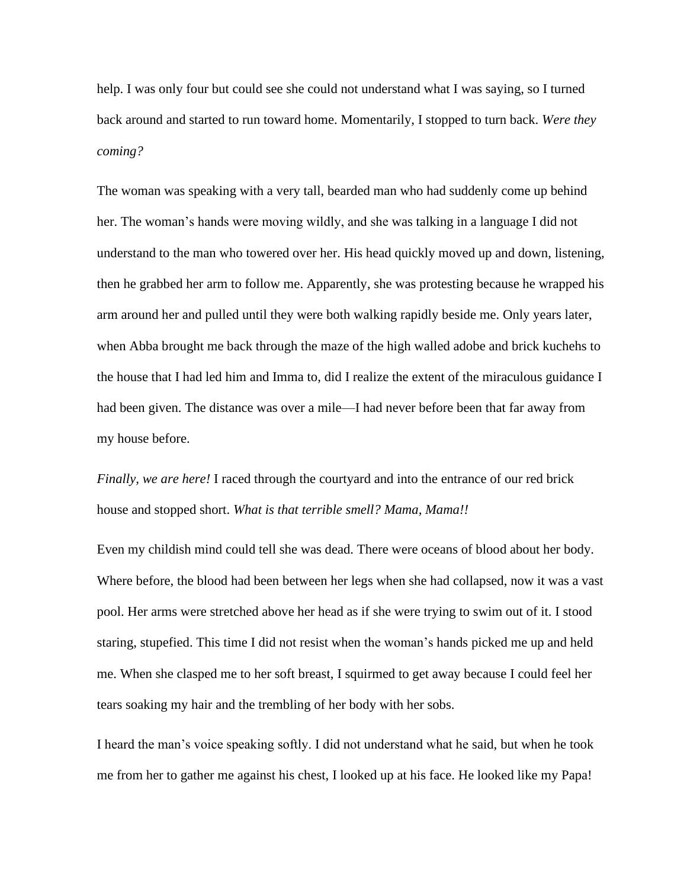help. I was only four but could see she could not understand what I was saying, so I turned back around and started to run toward home. Momentarily, I stopped to turn back. *Were they coming?*

The woman was speaking with a very tall, bearded man who had suddenly come up behind her. The woman's hands were moving wildly, and she was talking in a language I did not understand to the man who towered over her. His head quickly moved up and down, listening, then he grabbed her arm to follow me. Apparently, she was protesting because he wrapped his arm around her and pulled until they were both walking rapidly beside me. Only years later, when Abba brought me back through the maze of the high walled adobe and brick kuchehs to the house that I had led him and Imma to, did I realize the extent of the miraculous guidance I had been given. The distance was over a mile—I had never before been that far away from my house before.

*Finally, we are here!* I raced through the courtyard and into the entrance of our red brick house and stopped short. *What is that terrible smell? Mama, Mama!!*

Even my childish mind could tell she was dead. There were oceans of blood about her body. Where before, the blood had been between her legs when she had collapsed, now it was a vast pool. Her arms were stretched above her head as if she were trying to swim out of it. I stood staring, stupefied. This time I did not resist when the woman's hands picked me up and held me. When she clasped me to her soft breast, I squirmed to get away because I could feel her tears soaking my hair and the trembling of her body with her sobs.

I heard the man's voice speaking softly. I did not understand what he said, but when he took me from her to gather me against his chest, I looked up at his face. He looked like my Papa!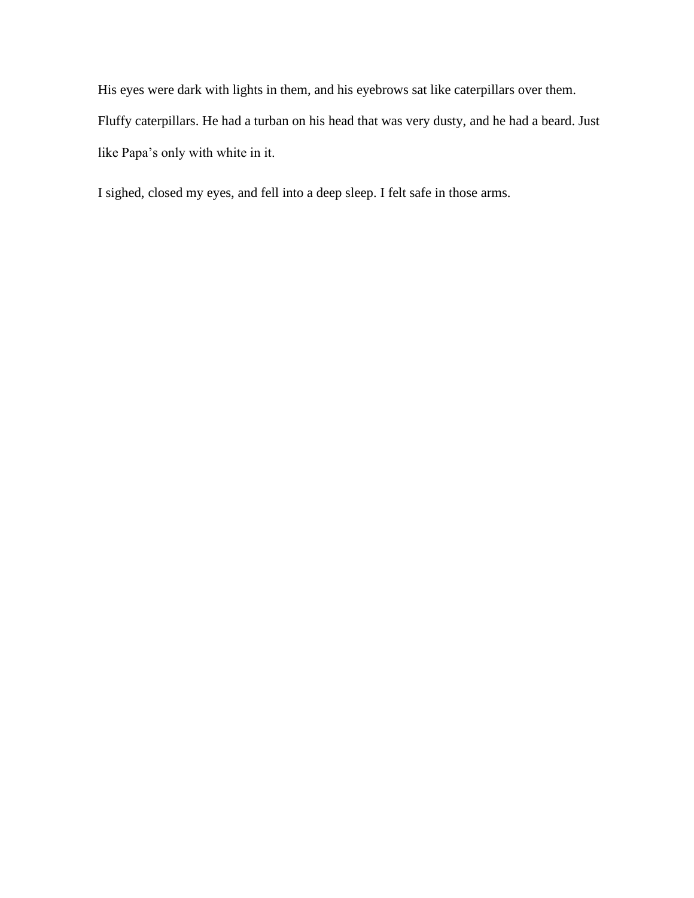His eyes were dark with lights in them, and his eyebrows sat like caterpillars over them. Fluffy caterpillars. He had a turban on his head that was very dusty, and he had a beard. Just like Papa's only with white in it.

I sighed, closed my eyes, and fell into a deep sleep. I felt safe in those arms.